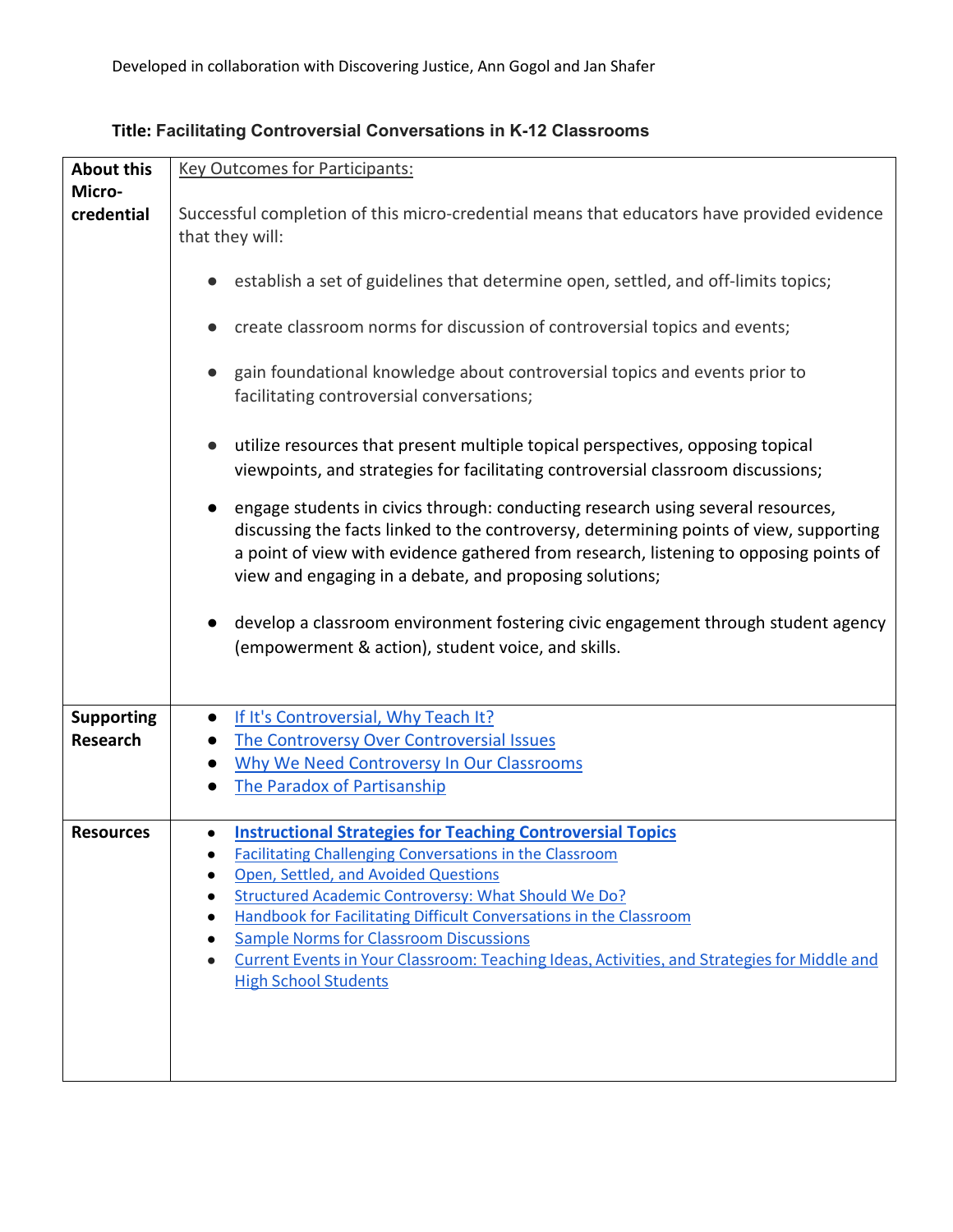Developed in collaboration with Discovering Justice, Ann Gogol and Jan Shafer

## Title: Facilitating Controversial Conversations in K-12 Classrooms

| | |
|---|---|
| **About this Micro-credential** | Key Outcomes for Participants:<br><br>Successful completion of this micro-credential means that educators have provided evidence that they will:<br><br>● establish a set of guidelines that determine open, settled, and off-limits topics;<br>● create classroom norms for discussion of controversial topics and events;<br>● gain foundational knowledge about controversial topics and events prior to facilitating controversial conversations;<br>● utilize resources that present multiple topical perspectives, opposing topical viewpoints, and strategies for facilitating controversial classroom discussions;<br>● engage students in civics through: conducting research using several resources, discussing the facts linked to the controversy, determining points of view, supporting a point of view with evidence gathered from research, listening to opposing points of view and engaging in a debate, and proposing solutions;<br>● develop a classroom environment fostering civic engagement through student agency (empowerment & action), student voice, and skills. |
| **Supporting Research** | ● If It's Controversial, Why Teach It?<br>● The Controversy Over Controversial Issues<br>● Why We Need Controversy In Our Classrooms<br>● The Paradox of Partisanship |
| **Resources** | ● **Instructional Strategies for Teaching Controversial Topics**<br>● Facilitating Challenging Conversations in the Classroom<br>● Open, Settled, and Avoided Questions<br>● Structured Academic Controversy: What Should We Do?<br>● Handbook for Facilitating Difficult Conversations in the Classroom<br>● Sample Norms for Classroom Discussions<br>● Current Events in Your Classroom: Teaching Ideas, Activities, and Strategies for Middle and High School Students |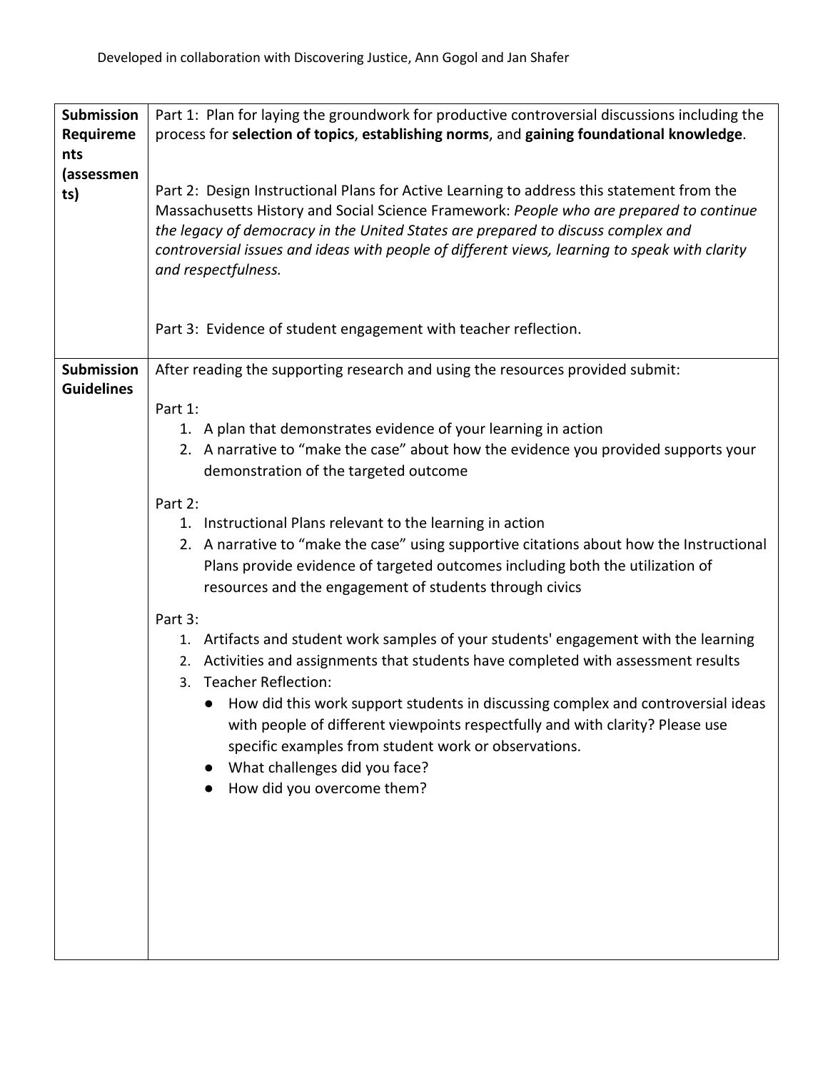| | |
|---|---|
| **Submission Requirements (assessments)** | Part 1: Plan for laying the groundwork for productive controversial discussions including the process for **selection of topics**, **establishing norms**, and **gaining foundational knowledge**.<br><br>Part 2: Design Instructional Plans for Active Learning to address this statement from the Massachusetts History and Social Science Framework: *People who are prepared to continue the legacy of democracy in the United States are prepared to discuss complex and controversial issues and ideas with people of different views, learning to speak with clarity and respectfulness.*<br><br>Part 3: Evidence of student engagement with teacher reflection. |
| **Submission Guidelines** | After reading the supporting research and using the resources provided submit:<br><br>Part 1:<br>1. A plan that demonstrates evidence of your learning in action<br>2. A narrative to "make the case" about how the evidence you provided supports your demonstration of the targeted outcome<br><br>Part 2:<br>1. Instructional Plans relevant to the learning in action<br>2. A narrative to "make the case" using supportive citations about how the Instructional Plans provide evidence of targeted outcomes including both the utilization of resources and the engagement of students through civics<br><br>Part 3:<br>1. Artifacts and student work samples of your students' engagement with the learning<br>2. Activities and assignments that students have completed with assessment results<br>3. Teacher Reflection:<br>● How did this work support students in discussing complex and controversial ideas with people of different viewpoints respectfully and with clarity? Please use specific examples from student work or observations.<br>● What challenges did you face?<br>● How did you overcome them? |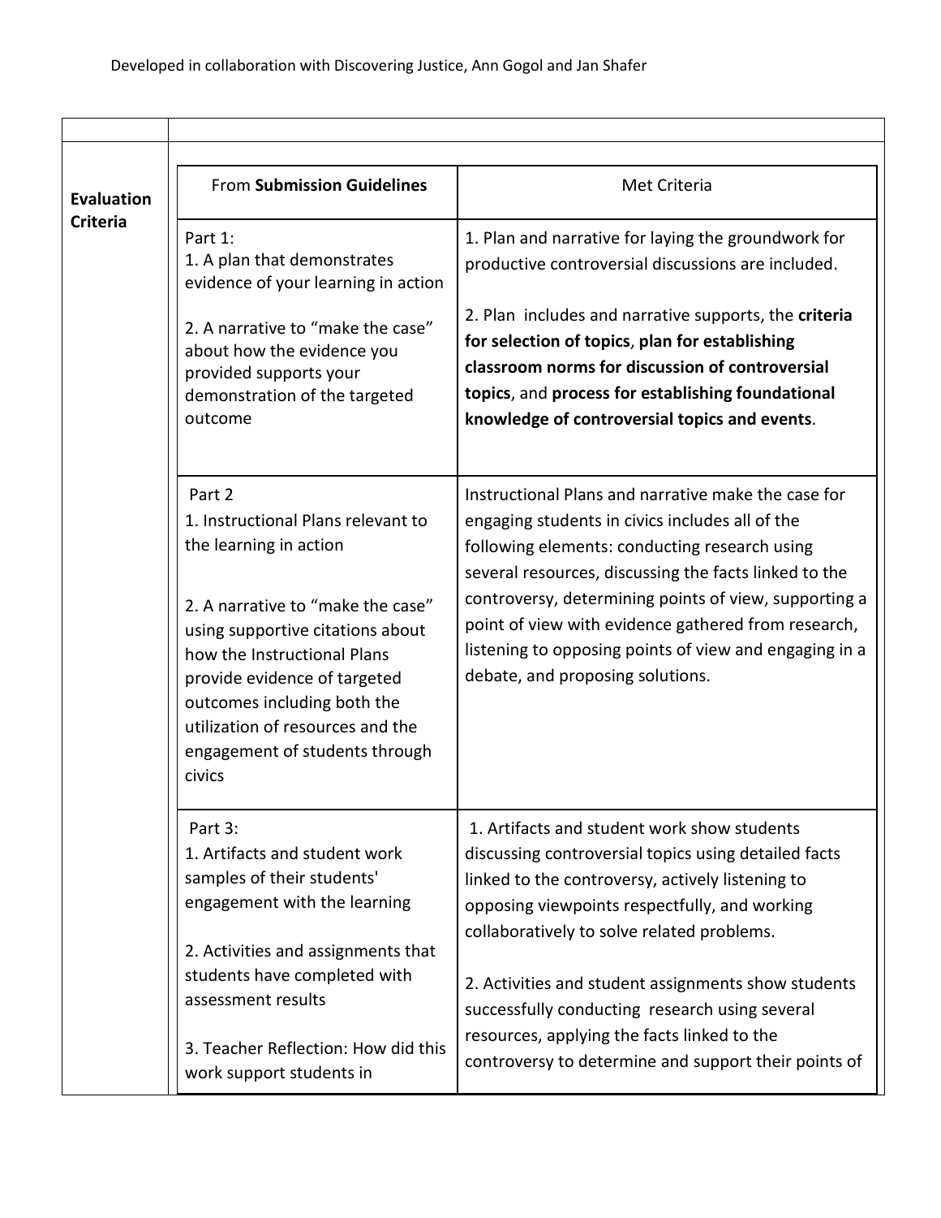Developed in collaboration with Discovering Justice, Ann Gogol and Jan Shafer

| | |
|---|---|
| **Evaluation Criteria** | |

| From **Submission Guidelines** | Met Criteria |
|---|---|
| Part 1:<br>1. A plan that demonstrates evidence of your learning in action<br><br>2. A narrative to "make the case" about how the evidence you provided supports your demonstration of the targeted outcome | 1. Plan and narrative for laying the groundwork for productive controversial discussions are included.<br><br>2. Plan includes and narrative supports, the **criteria for selection of topics**, **plan for establishing classroom norms for discussion of controversial topics**, and **process for establishing foundational knowledge of controversial topics and events**. |
| Part 2<br>1. Instructional Plans relevant to the learning in action<br><br>2. A narrative to "make the case" using supportive citations about how the Instructional Plans provide evidence of targeted outcomes including both the utilization of resources and the engagement of students through civics | Instructional Plans and narrative make the case for engaging students in civics includes all of the following elements: conducting research using several resources, discussing the facts linked to the controversy, determining points of view, supporting a point of view with evidence gathered from research, listening to opposing points of view and engaging in a debate, and proposing solutions. |
| Part 3:<br>1. Artifacts and student work samples of their students' engagement with the learning<br><br>2. Activities and assignments that students have completed with assessment results<br><br>3. Teacher Reflection: How did this work support students in | 1. Artifacts and student work show students discussing controversial topics using detailed facts linked to the controversy, actively listening to opposing viewpoints respectfully, and working collaboratively to solve related problems.<br><br>2. Activities and student assignments show students successfully conducting research using several resources, applying the facts linked to the controversy to determine and support their points of |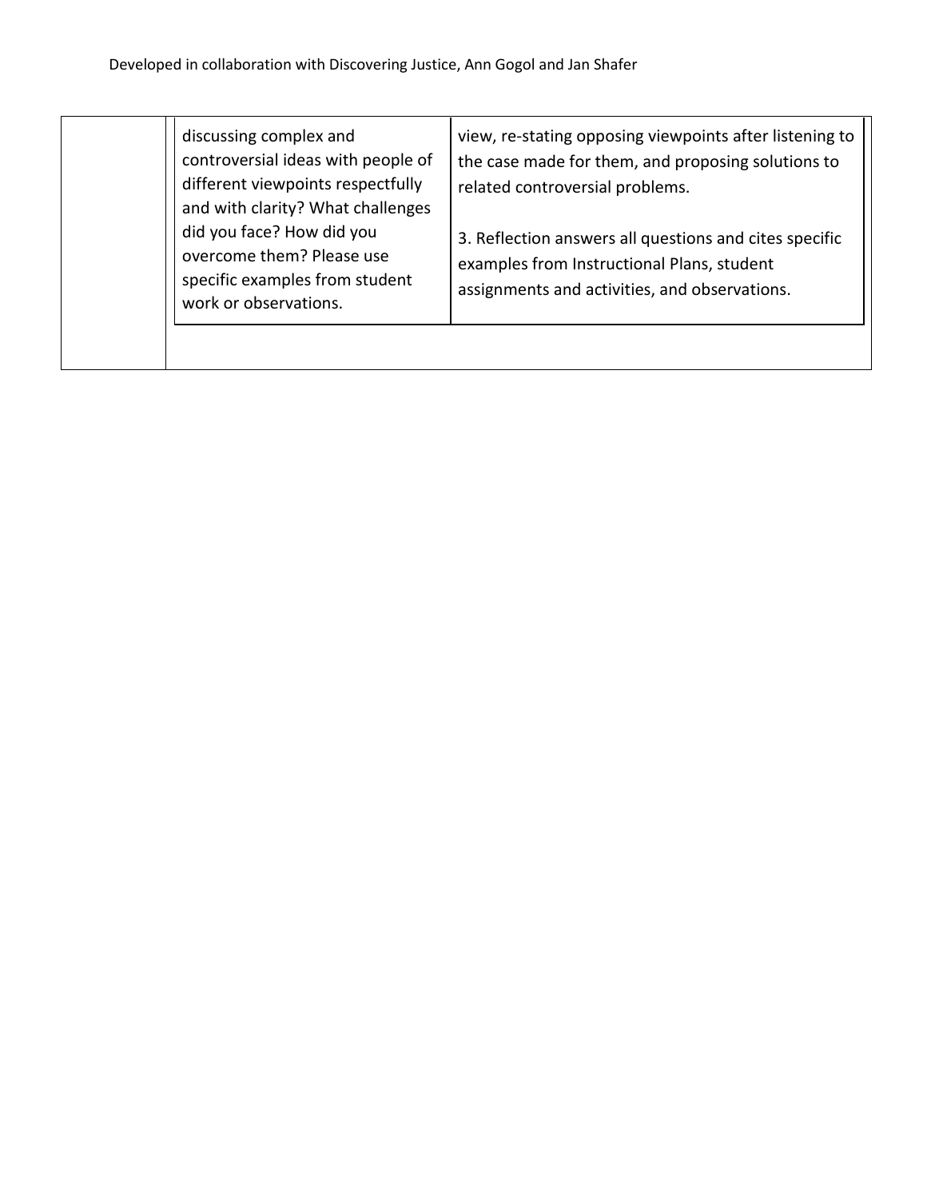| | | |
|---|---|---|
| | discussing complex and controversial ideas with people of different viewpoints respectfully and with clarity? What challenges did you face? How did you overcome them? Please use specific examples from student work or observations. | view, re-stating opposing viewpoints after listening to the case made for them, and proposing solutions to related controversial problems.<br><br>3. Reflection answers all questions and cites specific examples from Instructional Plans, student assignments and activities, and observations. |
| | | |